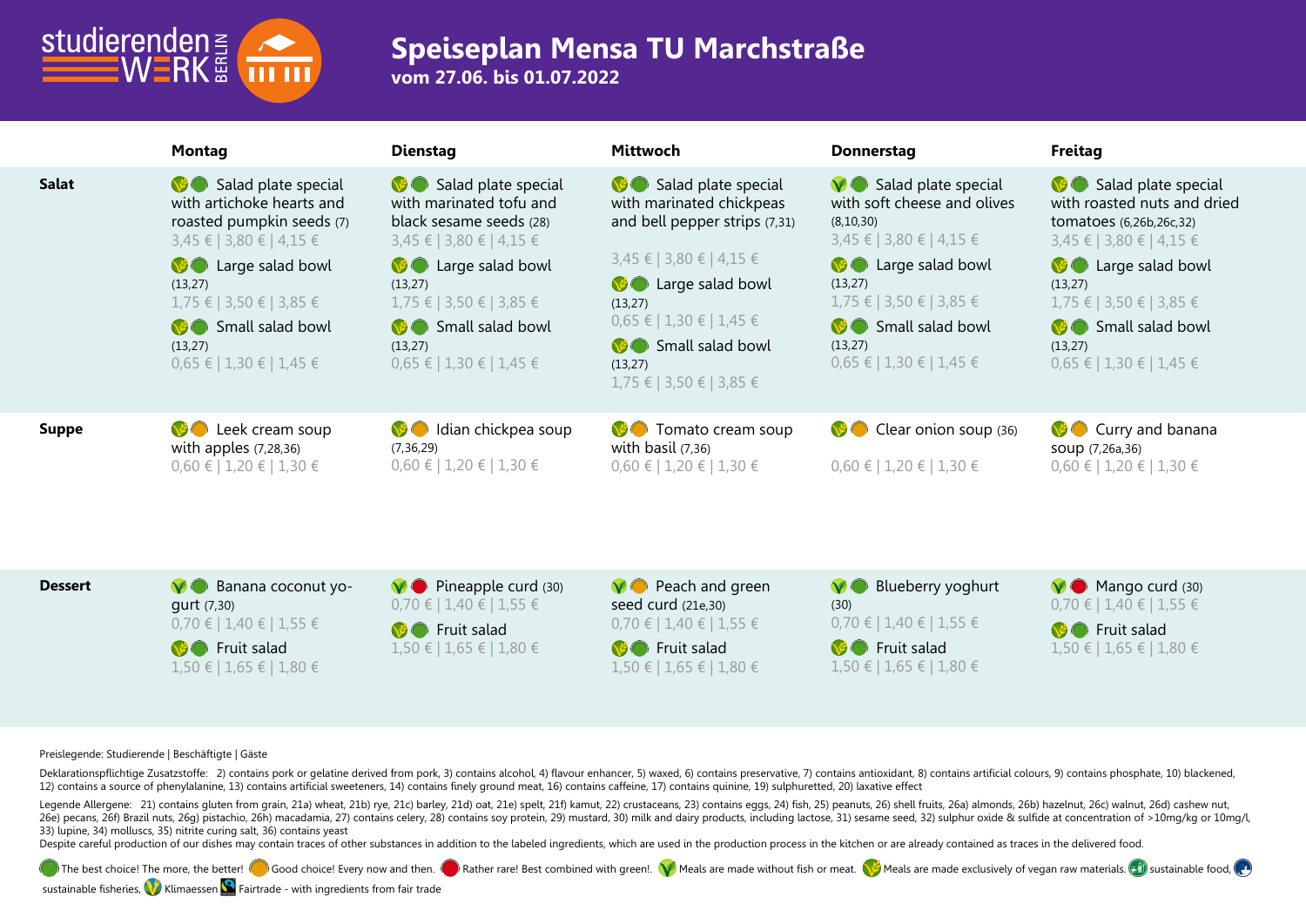# Speiseplan Mensa TU Marchstraße

**vom 27.06. bis 01.07.2022**

| | Montag | Dienstag | Mittwoch | Donnerstag | Freitag |
|---|---|---|---|---|---|
| **Salat** | Salad plate special with artichoke hearts and roasted pumpkin seeds (7) 3,45 € \| 3,80 € \| 4,15 €<br>Large salad bowl (13,27) 1,75 € \| 3,50 € \| 3,85 €<br>Small salad bowl (13,27) 0,65 € \| 1,30 € \| 1,45 € | Salad plate special with marinated tofu and black sesame seeds (28) 3,45 € \| 3,80 € \| 4,15 €<br>Large salad bowl (13,27) 1,75 € \| 3,50 € \| 3,85 €<br>Small salad bowl (13,27) 0,65 € \| 1,30 € \| 1,45 € | Salad plate special with marinated chickpeas and bell pepper strips (7,31) 3,45 € \| 3,80 € \| 4,15 €<br>Large salad bowl (13,27) 0,65 € \| 1,30 € \| 1,45 €<br>Small salad bowl (13,27) 1,75 € \| 3,50 € \| 3,85 € | Salad plate special with soft cheese and olives (8,10,30) 3,45 € \| 3,80 € \| 4,15 €<br>Large salad bowl (13,27) 1,75 € \| 3,50 € \| 3,85 €<br>Small salad bowl (13,27) 0,65 € \| 1,30 € \| 1,45 € | Salad plate special with roasted nuts and dried tomatoes (6,26b,26c,32) 3,45 € \| 3,80 € \| 4,15 €<br>Large salad bowl (13,27) 1,75 € \| 3,50 € \| 3,85 €<br>Small salad bowl (13,27) 0,65 € \| 1,30 € \| 1,45 € |
| **Suppe** | Leek cream soup with apples (7,28,36) 0,60 € \| 1,20 € \| 1,30 € | Idian chickpea soup (7,36,29) 0,60 € \| 1,20 € \| 1,30 € | Tomato cream soup with basil (7,36) 0,60 € \| 1,20 € \| 1,30 € | Clear onion soup (36) 0,60 € \| 1,20 € \| 1,30 € | Curry and banana soup (7,26a,36) 0,60 € \| 1,20 € \| 1,30 € |
| **Dessert** | Banana coconut yogurt (7,30) 0,70 € \| 1,40 € \| 1,55 €<br>Fruit salad 1,50 € \| 1,65 € \| 1,80 € | Pineapple curd (30) 0,70 € \| 1,40 € \| 1,55 €<br>Fruit salad 1,50 € \| 1,65 € \| 1,80 € | Peach and green seed curd (21e,30) 0,70 € \| 1,40 € \| 1,55 €<br>Fruit salad 1,50 € \| 1,65 € \| 1,80 € | Blueberry yoghurt (30) 0,70 € \| 1,40 € \| 1,55 €<br>Fruit salad 1,50 € \| 1,65 € \| 1,80 € | Mango curd (30) 0,70 € \| 1,40 € \| 1,55 €<br>Fruit salad 1,50 € \| 1,65 € \| 1,80 € |

Preislegende: Studierende | Beschäftigte | Gäste

Deklarationspflichtige Zusatzstoffe: 2) contains pork or gelatine derived from pork, 3) contains alcohol, 4) flavour enhancer, 5) waxed, 6) contains preservative, 7) contains antioxidant, 8) contains artificial colours, 9) contains phosphate, 10) blackened, 12) contains a source of phenylalanine, 13) contains artificial sweeteners, 14) contains finely ground meat, 16) contains caffeine, 17) contains quinine, 19) sulphuretted, 20) laxative effect

Legende Allergene: 21) contains gluten from grain, 21a) wheat, 21b) rye, 21c) barley, 21d) oat, 21e) spelt, 21f) kamut, 22) crustaceans, 23) contains eggs, 24) fish, 25) peanuts, 26) shell fruits, 26a) almonds, 26b) hazelnut, 26c) walnut, 26d) cashew nut, 26e) pecans, 26f) Brazil nuts, 26g) pistachio, 26h) macadamia, 27) contains celery, 28) contains soy protein, 29) mustard, 30) milk and dairy products, including lactose, 31) sesame seed, 32) sulphur oxide & sulfide at concentration of >10mg/kg or 10mg/l, 33) lupine, 34) molluscs, 35) nitrite curing salt, 36) contains yeast

Despite careful production of our dishes may contain traces of other substances in addition to the labeled ingredients, which are used in the production process in the kitchen or are already contained as traces in the delivered food.

The best choice! The more, the better! Good choice! Every now and then. Rather rare! Best combined with green!. Meals are made without fish or meat. Meals are made exclusively of vegan raw materials. sustainable food, sustainable fisheries, Klimaessen Fairtrade - with ingredients from fair trade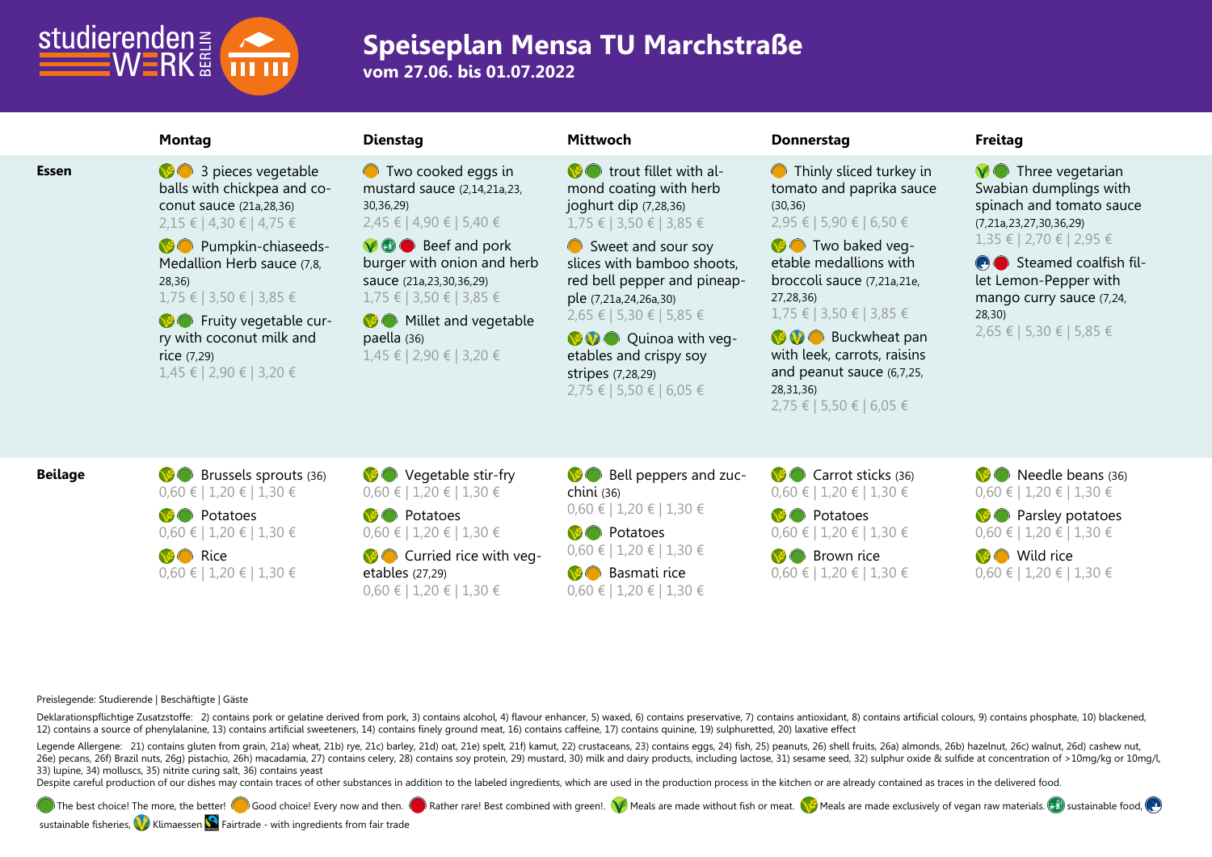# Speiseplan Mensa TU Marchstraße

**vom 27.06. bis 01.07.2022**

| | Montag | Dienstag | Mittwoch | Donnerstag | Freitag |
|---|---|---|---|---|---|
| **Essen** | 3 pieces vegetable balls with chickpea and coconut sauce (21a,28,36) 2,15 € \| 4,30 € \| 4,75 €<br><br>Pumpkin-chiaseeds-Medallion Herb sauce (7,8,28,36) 1,75 € \| 3,50 € \| 3,85 €<br><br>Fruity vegetable curry with coconut milk and rice (7,29) 1,45 € \| 2,90 € \| 3,20 € | Two cooked eggs in mustard sauce (2,14,21a,23,30,36,29) 2,45 € \| 4,90 € \| 5,40 €<br><br>Beef and pork burger with onion and herb sauce (21a,23,30,36,29) 1,75 € \| 3,50 € \| 3,85 €<br><br>Millet and vegetable paella (36) 1,45 € \| 2,90 € \| 3,20 € | trout fillet with almond coating with herb joghurt dip (7,28,36) 1,75 € \| 3,50 € \| 3,85 €<br><br>Sweet and sour soy slices with bamboo shoots, red bell pepper and pineapple (7,21a,24,26a,30) 2,65 € \| 5,30 € \| 5,85 €<br><br>Quinoa with vegetables and crispy soy stripes (7,28,29) 2,75 € \| 5,50 € \| 6,05 € | Thinly sliced turkey in tomato and paprika sauce (30,36) 2,95 € \| 5,90 € \| 6,50 €<br><br>Two baked vegetable medallions with broccoli sauce (7,21a,21e,27,28,36) 1,75 € \| 3,50 € \| 3,85 €<br><br>Buckwheat pan with leek, carrots, raisins and peanut sauce (6,7,25,28,31,36) 2,75 € \| 5,50 € \| 6,05 € | Three vegetarian Swabian dumplings with spinach and tomato sauce (7,21a,23,27,30,36,29) 1,35 € \| 2,70 € \| 2,95 €<br><br>Steamed coalfish fillet Lemon-Pepper with mango curry sauce (7,24,28,30) 2,65 € \| 5,30 € \| 5,85 € |
| **Beilage** | Brussels sprouts (36) 0,60 € \| 1,20 € \| 1,30 €<br><br>Potatoes 0,60 € \| 1,20 € \| 1,30 €<br><br>Rice 0,60 € \| 1,20 € \| 1,30 € | Vegetable stir-fry 0,60 € \| 1,20 € \| 1,30 €<br><br>Potatoes 0,60 € \| 1,20 € \| 1,30 €<br><br>Curried rice with vegetables (27,29) 0,60 € \| 1,20 € \| 1,30 € | Bell peppers and zucchini (36) 0,60 € \| 1,20 € \| 1,30 €<br><br>Potatoes 0,60 € \| 1,20 € \| 1,30 €<br><br>Basmati rice 0,60 € \| 1,20 € \| 1,30 € | Carrot sticks (36) 0,60 € \| 1,20 € \| 1,30 €<br><br>Potatoes 0,60 € \| 1,20 € \| 1,30 €<br><br>Brown rice 0,60 € \| 1,20 € \| 1,30 € | Needle beans (36) 0,60 € \| 1,20 € \| 1,30 €<br><br>Parsley potatoes 0,60 € \| 1,20 € \| 1,30 €<br><br>Wild rice 0,60 € \| 1,20 € \| 1,30 € |

Preislegende: Studierende | Beschäftigte | Gäste

Deklarationspflichtige Zusatzstoffe: 2) contains pork or gelatine derived from pork, 3) contains alcohol, 4) flavour enhancer, 5) waxed, 6) contains preservative, 7) contains antioxidant, 8) contains artificial colours, 9) contains phosphate, 10) blackened, 12) contains a source of phenylalanine, 13) contains artificial sweeteners, 14) contains finely ground meat, 16) contains caffeine, 17) contains quinine, 19) sulphuretted, 20) laxative effect

Legende Allergene: 21) contains gluten from grain, 21a) wheat, 21b) rye, 21c) barley, 21d) oat, 21e) spelt, 21f) kamut, 22) crustaceans, 23) contains eggs, 24) fish, 25) peanuts, 26) shell fruits, 26a) almonds, 26b) hazelnut, 26c) walnut, 26d) cashew nut, 26e) pecans, 26f) Brazil nuts, 26g) pistachio, 26h) macadamia, 27) contains celery, 28) contains soy protein, 29) mustard, 30) milk and dairy products, including lactose, 31) sesame seed, 32) sulphur oxide & sulfide at concentration of >10mg/kg or 10mg/l, 33) lupine, 34) molluscs, 35) nitrite curing salt, 36) contains yeast

Despite careful production of our dishes may contain traces of other substances in addition to the labeled ingredients, which are used in the production process in the kitchen or are already contained as traces in the delivered food.

The best choice! The more, the better! Good choice! Every now and then. Rather rare! Best combined with green!. Meals are made without fish or meat. Meals are made exclusively of vegan raw materials. sustainable food, sustainable fisheries, Klimaessen Fairtrade - with ingredients from fair trade